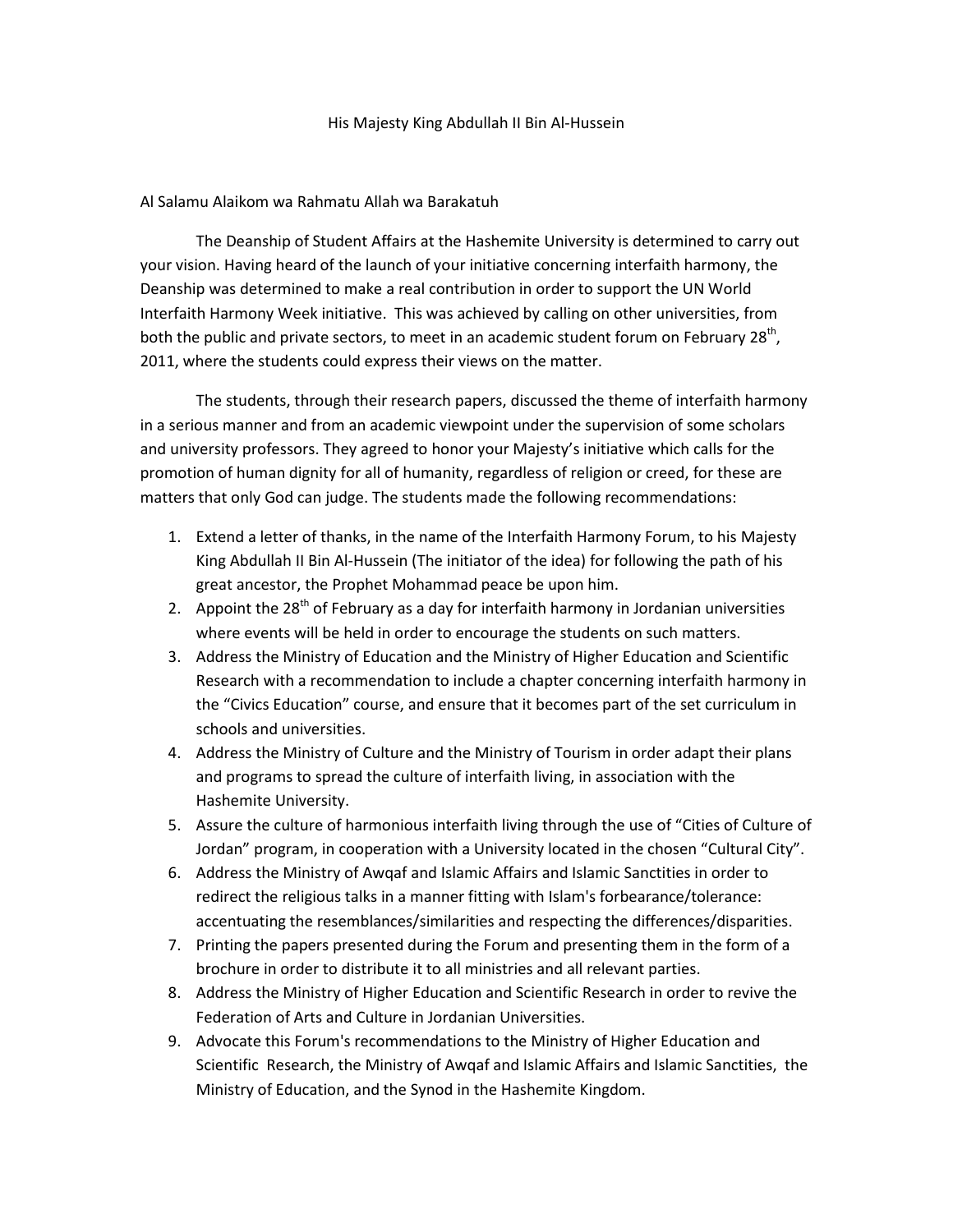His Majesty King Abdullah II Bin Al-Hussein

Al Salamu Alaikom wa Rahmatu Allah wa Barakatuh

The Deanship of Student Affairs at the Hashemite University is determined to carry out your vision. Having heard of the launch of your initiative concerning interfaith harmony, the Deanship was determined to make a real contribution in order to support the UN World Interfaith Harmony Week initiative. This was achieved by calling on other universities, from both the public and private sectors, to meet in an academic student forum on February 28th, 2011, where the students could express their views on the matter.

The students, through their research papers, discussed the theme of interfaith harmony in a serious manner and from an academic viewpoint under the supervision of some scholars and university professors. They agreed to honor your Majesty's initiative which calls for the promotion of human dignity for all of humanity, regardless of religion or creed, for these are matters that only God can judge. The students made the following recommendations:

1. Extend a letter of thanks, in the name of the Interfaith Harmony Forum, to his Majesty King Abdullah II Bin Al-Hussein (The initiator of the idea) for following the path of his great ancestor, the Prophet Mohammad peace be upon him.
2. Appoint the 28th of February as a day for interfaith harmony in Jordanian universities where events will be held in order to encourage the students on such matters.
3. Address the Ministry of Education and the Ministry of Higher Education and Scientific Research with a recommendation to include a chapter concerning interfaith harmony in the "Civics Education" course, and ensure that it becomes part of the set curriculum in schools and universities.
4. Address the Ministry of Culture and the Ministry of Tourism in order adapt their plans and programs to spread the culture of interfaith living, in association with the Hashemite University.
5. Assure the culture of harmonious interfaith living through the use of "Cities of Culture of Jordan" program, in cooperation with a University located in the chosen "Cultural City".
6. Address the Ministry of Awqaf and Islamic Affairs and Islamic Sanctities in order to redirect the religious talks in a manner fitting with Islam's forbearance/tolerance: accentuating the resemblances/similarities and respecting the differences/disparities.
7. Printing the papers presented during the Forum and presenting them in the form of a brochure in order to distribute it to all ministries and all relevant parties.
8. Address the Ministry of Higher Education and Scientific Research in order to revive the Federation of Arts and Culture in Jordanian Universities.
9. Advocate this Forum's recommendations to the Ministry of Higher Education and Scientific Research, the Ministry of Awqaf and Islamic Affairs and Islamic Sanctities, the Ministry of Education, and the Synod in the Hashemite Kingdom.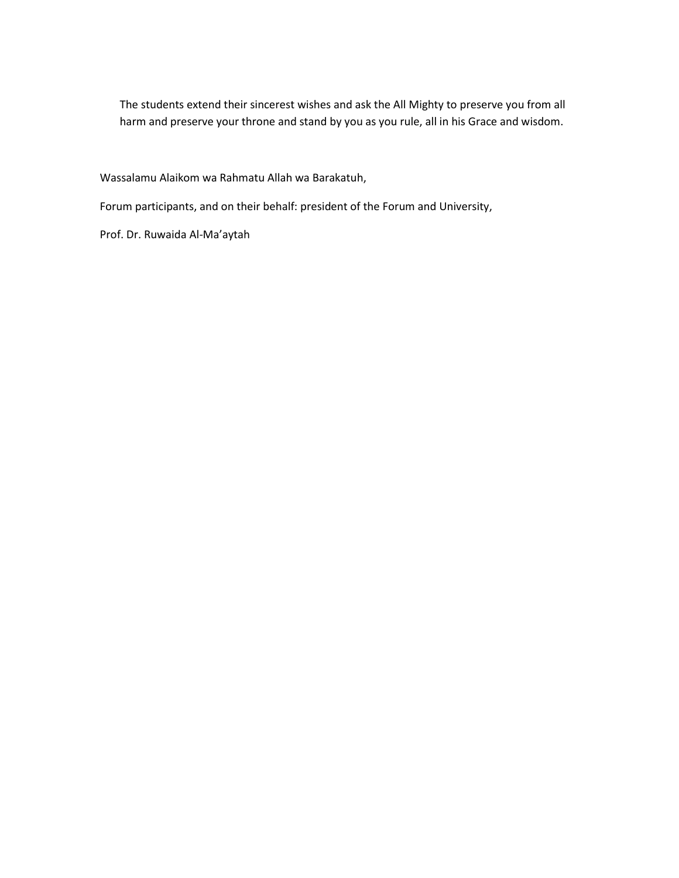The students extend their sincerest wishes and ask the All Mighty to preserve you from all harm and preserve your throne and stand by you as you rule, all in his Grace and wisdom.

Wassalamu Alaikom wa Rahmatu Allah wa Barakatuh,

Forum participants, and on their behalf: president of the Forum and University,

Prof. Dr. Ruwaida Al-Ma'aytah